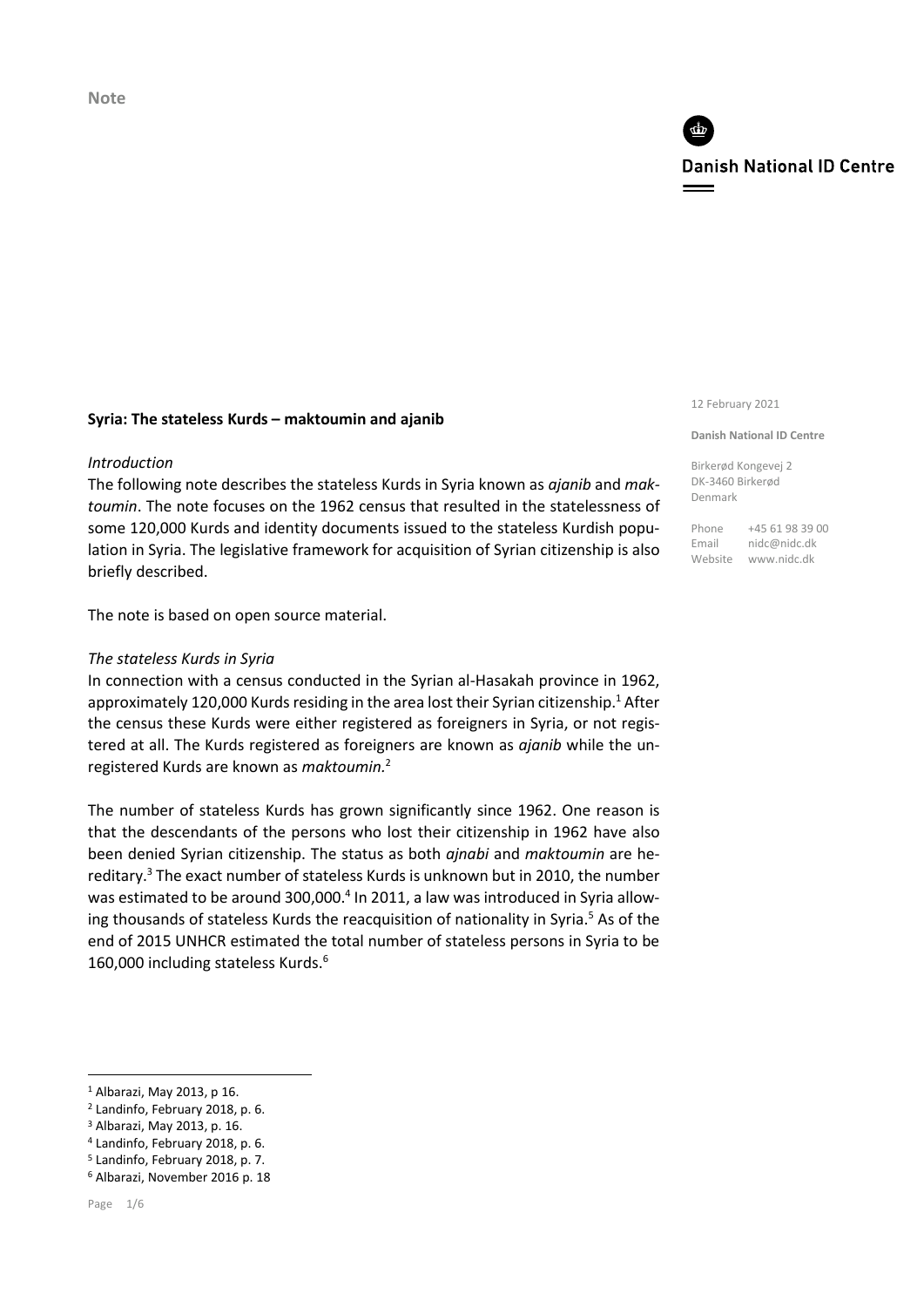Note

**Danish National ID Centre**

12 February 2021

**Danish National ID Centre**

Birkerød Kongevej 2
DK-3460 Birkerød
Denmark

Phone +45 61 98 39 00
Email nidc@nidc.dk
Website www.nidc.dk

**Syria: The stateless Kurds – maktoumin and ajanib**

*Introduction*

The following note describes the stateless Kurds in Syria known as *ajanib* and *maktoumin*. The note focuses on the 1962 census that resulted in the statelessness of some 120,000 Kurds and identity documents issued to the stateless Kurdish population in Syria. The legislative framework for acquisition of Syrian citizenship is also briefly described.

The note is based on open source material.

*The stateless Kurds in Syria*

In connection with a census conducted in the Syrian al-Hasakah province in 1962, approximately 120,000 Kurds residing in the area lost their Syrian citizenship.[1] After the census these Kurds were either registered as foreigners in Syria, or not registered at all. The Kurds registered as foreigners are known as *ajanib* while the unregistered Kurds are known as *maktoumin.*[2]

The number of stateless Kurds has grown significantly since 1962. One reason is that the descendants of the persons who lost their citizenship in 1962 have also been denied Syrian citizenship. The status as both *ajnabi* and *maktoumin* are hereditary.[3] The exact number of stateless Kurds is unknown but in 2010, the number was estimated to be around 300,000.[4] In 2011, a law was introduced in Syria allowing thousands of stateless Kurds the reacquisition of nationality in Syria.[5] As of the end of 2015 UNHCR estimated the total number of stateless persons in Syria to be 160,000 including stateless Kurds.[6]

---

[1] Albarazi, May 2013, p 16.
[2] Landinfo, February 2018, p. 6.
[3] Albarazi, May 2013, p. 16.
[4] Landinfo, February 2018, p. 6.
[5] Landinfo, February 2018, p. 7.
[6] Albarazi, November 2016 p. 18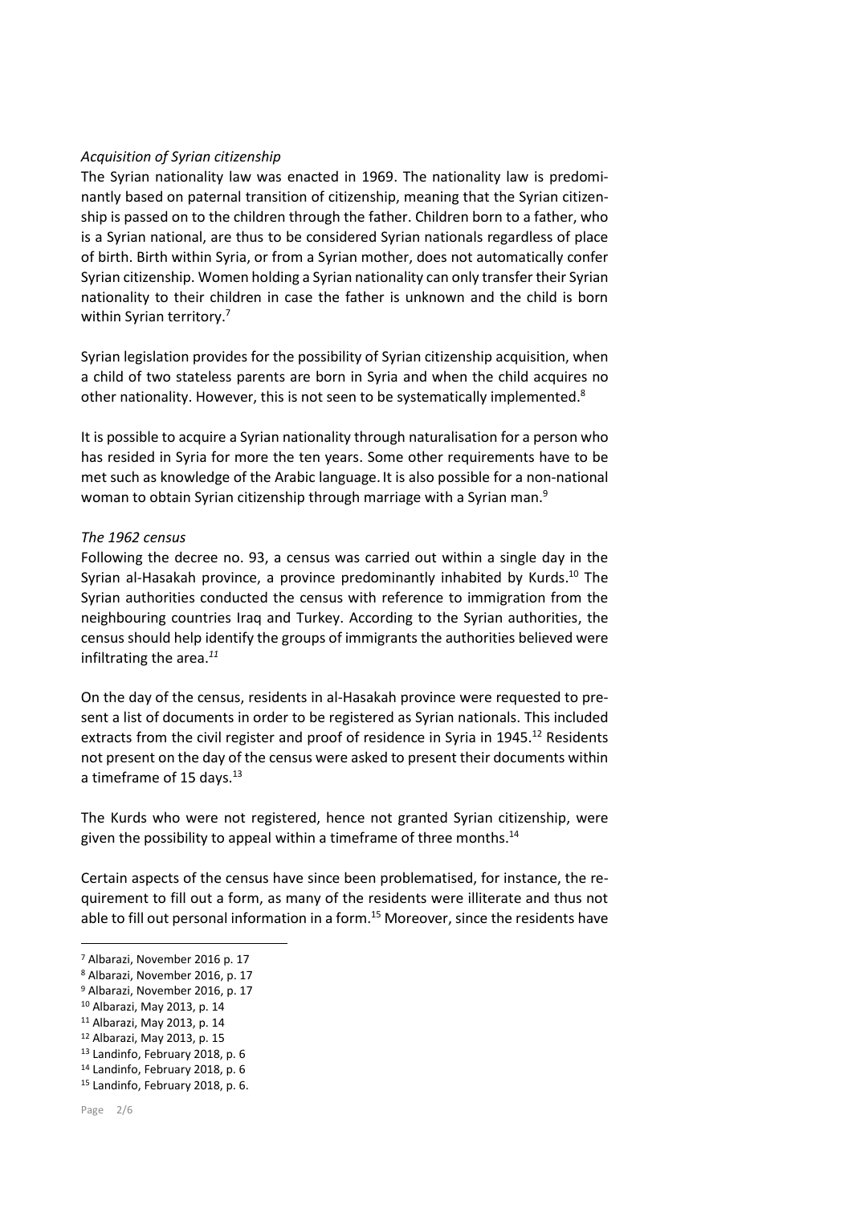*Acquisition of Syrian citizenship*

The Syrian nationality law was enacted in 1969. The nationality law is predominantly based on paternal transition of citizenship, meaning that the Syrian citizenship is passed on to the children through the father. Children born to a father, who is a Syrian national, are thus to be considered Syrian nationals regardless of place of birth. Birth within Syria, or from a Syrian mother, does not automatically confer Syrian citizenship. Women holding a Syrian nationality can only transfer their Syrian nationality to their children in case the father is unknown and the child is born within Syrian territory.[7]

Syrian legislation provides for the possibility of Syrian citizenship acquisition, when a child of two stateless parents are born in Syria and when the child acquires no other nationality. However, this is not seen to be systematically implemented.[8]

It is possible to acquire a Syrian nationality through naturalisation for a person who has resided in Syria for more the ten years. Some other requirements have to be met such as knowledge of the Arabic language. It is also possible for a non-national woman to obtain Syrian citizenship through marriage with a Syrian man.[9]

*The 1962 census*

Following the decree no. 93, a census was carried out within a single day in the Syrian al-Hasakah province, a province predominantly inhabited by Kurds.[10] The Syrian authorities conducted the census with reference to immigration from the neighbouring countries Iraq and Turkey. According to the Syrian authorities, the census should help identify the groups of immigrants the authorities believed were infiltrating the area.[11]

On the day of the census, residents in al-Hasakah province were requested to present a list of documents in order to be registered as Syrian nationals. This included extracts from the civil register and proof of residence in Syria in 1945.[12] Residents not present on the day of the census were asked to present their documents within a timeframe of 15 days.[13]

The Kurds who were not registered, hence not granted Syrian citizenship, were given the possibility to appeal within a timeframe of three months.[14]

Certain aspects of the census have since been problematised, for instance, the requirement to fill out a form, as many of the residents were illiterate and thus not able to fill out personal information in a form.[15] Moreover, since the residents have

---

[7] Albarazi, November 2016 p. 17
[8] Albarazi, November 2016, p. 17
[9] Albarazi, November 2016, p. 17
[10] Albarazi, May 2013, p. 14
[11] Albarazi, May 2013, p. 14
[12] Albarazi, May 2013, p. 15
[13] Landinfo, February 2018, p. 6
[14] Landinfo, February 2018, p. 6
[15] Landinfo, February 2018, p. 6.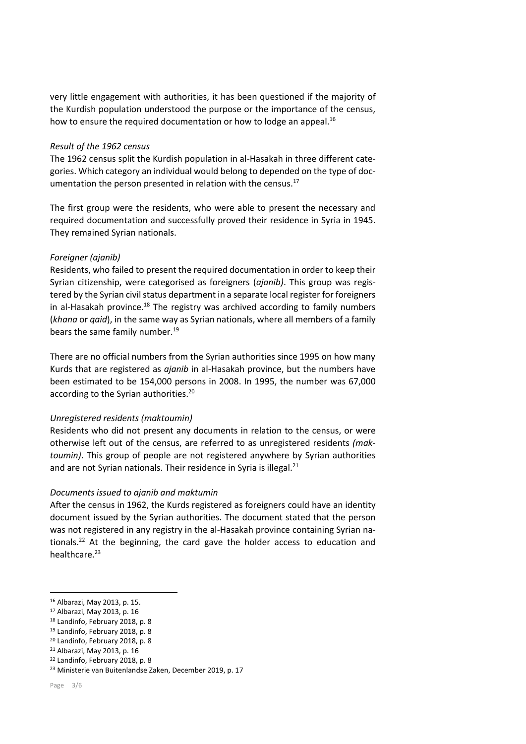very little engagement with authorities, it has been questioned if the majority of the Kurdish population understood the purpose or the importance of the census, how to ensure the required documentation or how to lodge an appeal.[16]

*Result of the 1962 census*

The 1962 census split the Kurdish population in al-Hasakah in three different categories. Which category an individual would belong to depended on the type of documentation the person presented in relation with the census.[17]

The first group were the residents, who were able to present the necessary and required documentation and successfully proved their residence in Syria in 1945. They remained Syrian nationals.

*Foreigner (ajanib)*

Residents, who failed to present the required documentation in order to keep their Syrian citizenship, were categorised as foreigners (*ajanib)*. This group was registered by the Syrian civil status department in a separate local register for foreigners in al-Hasakah province.[18] The registry was archived according to family numbers (*khana* or *qaid*), in the same way as Syrian nationals, where all members of a family bears the same family number.[19]

There are no official numbers from the Syrian authorities since 1995 on how many Kurds that are registered as *ajanib* in al-Hasakah province, but the numbers have been estimated to be 154,000 persons in 2008. In 1995, the number was 67,000 according to the Syrian authorities.[20]

*Unregistered residents (maktoumin)*

Residents who did not present any documents in relation to the census, or were otherwise left out of the census, are referred to as unregistered residents *(maktoumin)*. This group of people are not registered anywhere by Syrian authorities and are not Syrian nationals. Their residence in Syria is illegal.[21]

*Documents issued to ajanib and maktumin*

After the census in 1962, the Kurds registered as foreigners could have an identity document issued by the Syrian authorities. The document stated that the person was not registered in any registry in the al-Hasakah province containing Syrian nationals.[22] At the beginning, the card gave the holder access to education and healthcare.[23]

---

[16] Albarazi, May 2013, p. 15.
[17] Albarazi, May 2013, p. 16
[18] Landinfo, February 2018, p. 8
[19] Landinfo, February 2018, p. 8
[20] Landinfo, February 2018, p. 8
[21] Albarazi, May 2013, p. 16
[22] Landinfo, February 2018, p. 8
[23] Ministerie van Buitenlandse Zaken, December 2019, p. 17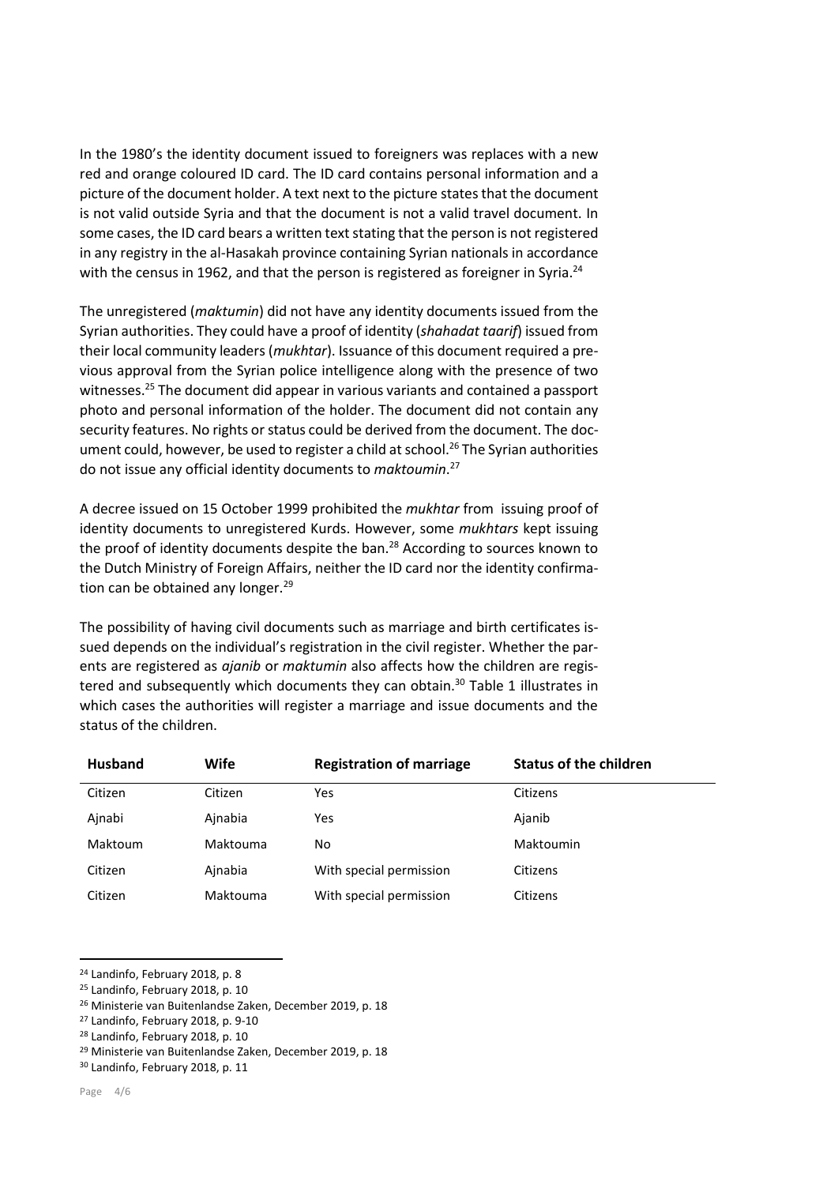In the 1980's the identity document issued to foreigners was replaces with a new red and orange coloured ID card. The ID card contains personal information and a picture of the document holder. A text next to the picture states that the document is not valid outside Syria and that the document is not a valid travel document. In some cases, the ID card bears a written text stating that the person is not registered in any registry in the al-Hasakah province containing Syrian nationals in accordance with the census in 1962, and that the person is registered as foreigner in Syria.[24]

The unregistered (*maktumin*) did not have any identity documents issued from the Syrian authorities. They could have a proof of identity (*shahadat taarif*) issued from their local community leaders (*mukhtar*). Issuance of this document required a previous approval from the Syrian police intelligence along with the presence of two witnesses.[25] The document did appear in various variants and contained a passport photo and personal information of the holder. The document did not contain any security features. No rights or status could be derived from the document. The document could, however, be used to register a child at school.[26] The Syrian authorities do not issue any official identity documents to *maktoumin*.[27]

A decree issued on 15 October 1999 prohibited the *mukhtar* from issuing proof of identity documents to unregistered Kurds. However, some *mukhtars* kept issuing the proof of identity documents despite the ban.[28] According to sources known to the Dutch Ministry of Foreign Affairs, neither the ID card nor the identity confirmation can be obtained any longer.[29]

The possibility of having civil documents such as marriage and birth certificates issued depends on the individual's registration in the civil register. Whether the parents are registered as *ajanib* or *maktumin* also affects how the children are registered and subsequently which documents they can obtain.[30] Table 1 illustrates in which cases the authorities will register a marriage and issue documents and the status of the children.

| Husband | Wife | Registration of marriage | Status of the children |
|---|---|---|---|
| Citizen | Citizen | Yes | Citizens |
| Ajnabi | Ajnabia | Yes | Ajanib |
| Maktoum | Maktouma | No | Maktoumin |
| Citizen | Ajnabia | With special permission | Citizens |
| Citizen | Maktouma | With special permission | Citizens |

[24] Landinfo, February 2018, p. 8

[25] Landinfo, February 2018, p. 10

[26] Ministerie van Buitenlandse Zaken, December 2019, p. 18

[27] Landinfo, February 2018, p. 9-10

[28] Landinfo, February 2018, p. 10

[29] Ministerie van Buitenlandse Zaken, December 2019, p. 18

[30] Landinfo, February 2018, p. 11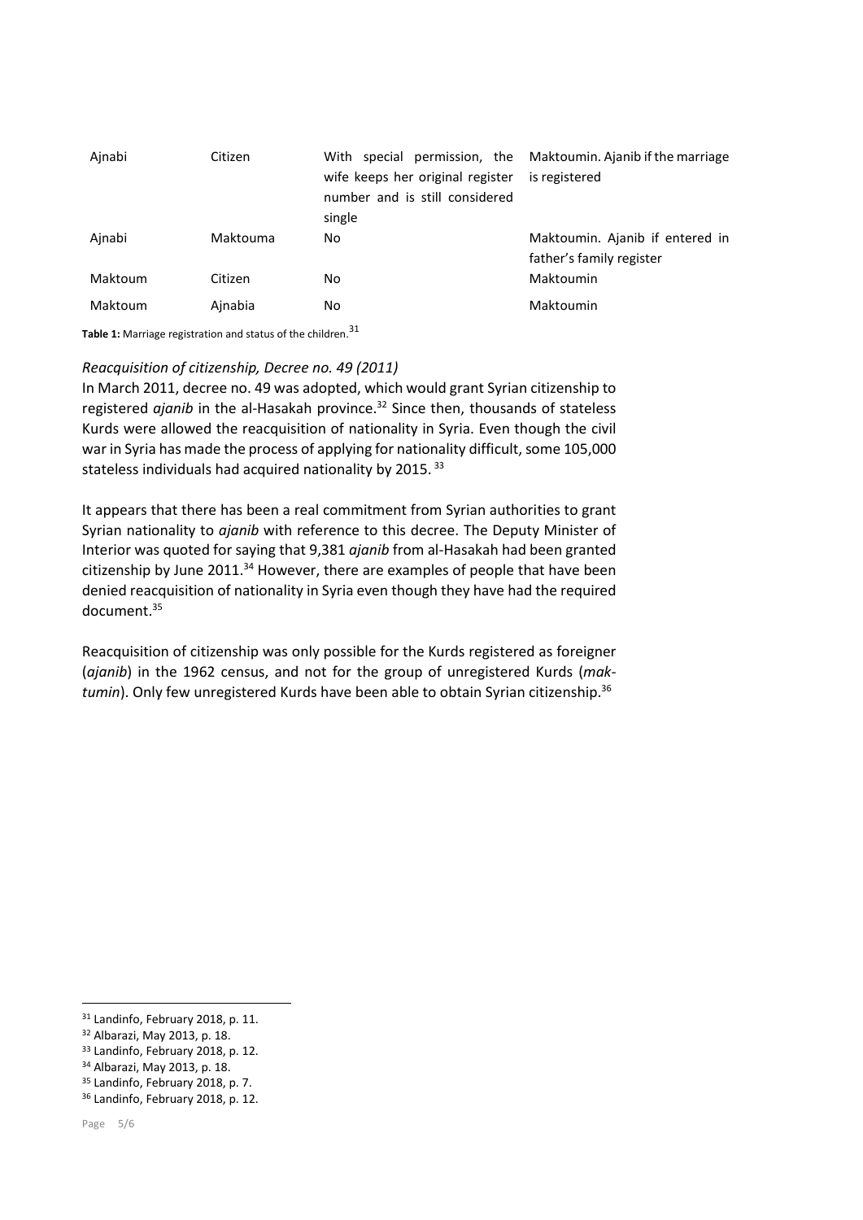| Ajnabi | Citizen | With special permission, the wife keeps her original register number and is still considered single | Maktoumin. Ajanib if the marriage is registered |
|---|---|---|---|
| Ajnabi | Maktouma | No | Maktoumin. Ajanib if entered in father's family register |
| Maktoum | Citizen | No | Maktoumin |
| Maktoum | Ajnabia | No | Maktoumin |

**Table 1:** Marriage registration and status of the children.[31]

*Reacquisition of citizenship, Decree no. 49 (2011)*

In March 2011, decree no. 49 was adopted, which would grant Syrian citizenship to registered *ajanib* in the al-Hasakah province.[32] Since then, thousands of stateless Kurds were allowed the reacquisition of nationality in Syria. Even though the civil war in Syria has made the process of applying for nationality difficult, some 105,000 stateless individuals had acquired nationality by 2015. [33]

It appears that there has been a real commitment from Syrian authorities to grant Syrian nationality to *ajanib* with reference to this decree. The Deputy Minister of Interior was quoted for saying that 9,381 *ajanib* from al-Hasakah had been granted citizenship by June 2011.[34] However, there are examples of people that have been denied reacquisition of nationality in Syria even though they have had the required document.[35]

Reacquisition of citizenship was only possible for the Kurds registered as foreigner (*ajanib*) in the 1962 census, and not for the group of unregistered Kurds (*maktumin*). Only few unregistered Kurds have been able to obtain Syrian citizenship.[36]

---

[31] Landinfo, February 2018, p. 11.
[32] Albarazi, May 2013, p. 18.
[33] Landinfo, February 2018, p. 12.
[34] Albarazi, May 2013, p. 18.
[35] Landinfo, February 2018, p. 7.
[36] Landinfo, February 2018, p. 12.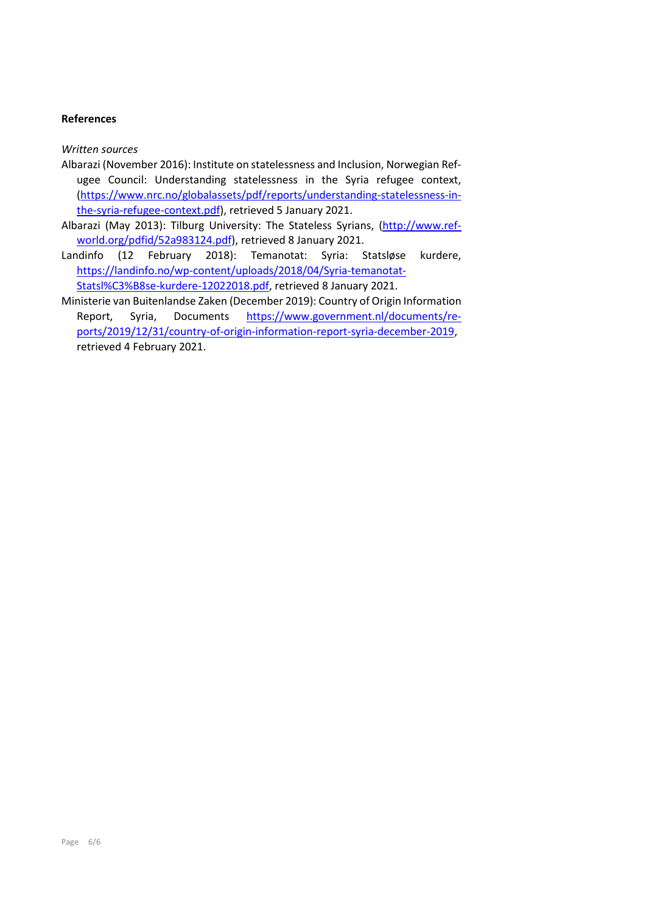**References**

*Written sources*

Albarazi (November 2016): Institute on statelessness and Inclusion, Norwegian Refugee Council: Understanding statelessness in the Syria refugee context, (https://www.nrc.no/globalassets/pdf/reports/understanding-statelessness-in-the-syria-refugee-context.pdf), retrieved 5 January 2021.

Albarazi (May 2013): Tilburg University: The Stateless Syrians, (http://www.refworld.org/pdfid/52a983124.pdf), retrieved 8 January 2021.

Landinfo (12 February 2018): Temanotat: Syria: Statsløse kurdere, https://landinfo.no/wp-content/uploads/2018/04/Syria-temanotat-Statsl%C3%B8se-kurdere-12022018.pdf, retrieved 8 January 2021.

Ministerie van Buitenlandse Zaken (December 2019): Country of Origin Information Report, Syria, Documents https://www.government.nl/documents/reports/2019/12/31/country-of-origin-information-report-syria-december-2019, retrieved 4 February 2021.